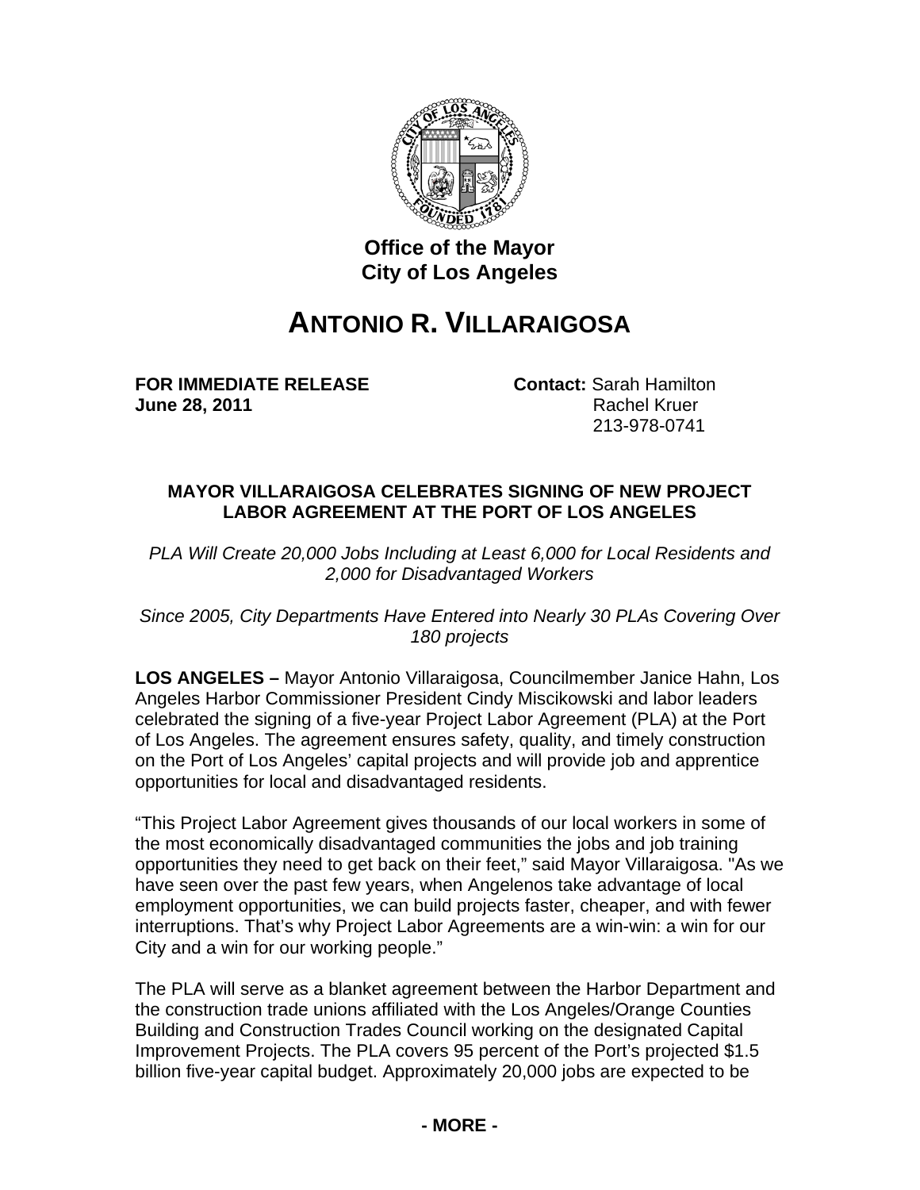**Office of the Mayor**
**City of Los Angeles**

# ANTONIO R. VILLARAIGOSA

**FOR IMMEDIATE RELEASE**
**June 28, 2011**

**Contact:** Sarah Hamilton
Rachel Kruer
213-978-0741

## MAYOR VILLARAIGOSA CELEBRATES SIGNING OF NEW PROJECT LABOR AGREEMENT AT THE PORT OF LOS ANGELES

*PLA Will Create 20,000 Jobs Including at Least 6,000 for Local Residents and 2,000 for Disadvantaged Workers*

*Since 2005, City Departments Have Entered into Nearly 30 PLAs Covering Over 180 projects*

**LOS ANGELES –** Mayor Antonio Villaraigosa, Councilmember Janice Hahn, Los Angeles Harbor Commissioner President Cindy Miscikowski and labor leaders celebrated the signing of a five-year Project Labor Agreement (PLA) at the Port of Los Angeles. The agreement ensures safety, quality, and timely construction on the Port of Los Angeles' capital projects and will provide job and apprentice opportunities for local and disadvantaged residents.

"This Project Labor Agreement gives thousands of our local workers in some of the most economically disadvantaged communities the jobs and job training opportunities they need to get back on their feet," said Mayor Villaraigosa. "As we have seen over the past few years, when Angelenos take advantage of local employment opportunities, we can build projects faster, cheaper, and with fewer interruptions. That's why Project Labor Agreements are a win-win: a win for our City and a win for our working people."

The PLA will serve as a blanket agreement between the Harbor Department and the construction trade unions affiliated with the Los Angeles/Orange Counties Building and Construction Trades Council working on the designated Capital Improvement Projects. The PLA covers 95 percent of the Port's projected $1.5 billion five-year capital budget. Approximately 20,000 jobs are expected to be

**- MORE -**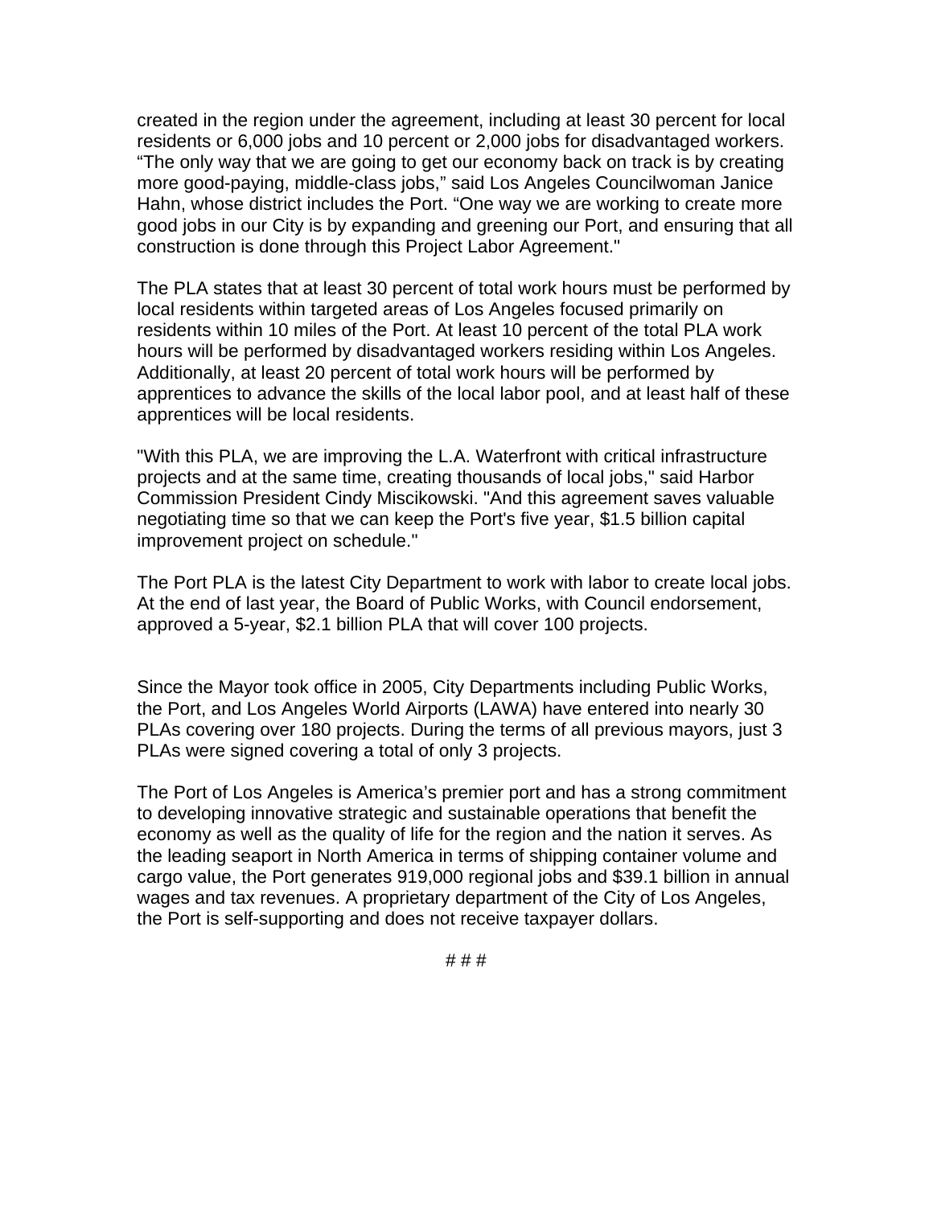created in the region under the agreement, including at least 30 percent for local residents or 6,000 jobs and 10 percent or 2,000 jobs for disadvantaged workers. “The only way that we are going to get our economy back on track is by creating more good-paying, middle-class jobs,” said Los Angeles Councilwoman Janice Hahn, whose district includes the Port. “One way we are working to create more good jobs in our City is by expanding and greening our Port, and ensuring that all construction is done through this Project Labor Agreement."

The PLA states that at least 30 percent of total work hours must be performed by local residents within targeted areas of Los Angeles focused primarily on residents within 10 miles of the Port. At least 10 percent of the total PLA work hours will be performed by disadvantaged workers residing within Los Angeles. Additionally, at least 20 percent of total work hours will be performed by apprentices to advance the skills of the local labor pool, and at least half of these apprentices will be local residents.

"With this PLA, we are improving the L.A. Waterfront with critical infrastructure projects and at the same time, creating thousands of local jobs," said Harbor Commission President Cindy Miscikowski. "And this agreement saves valuable negotiating time so that we can keep the Port's five year, $1.5 billion capital improvement project on schedule."

The Port PLA is the latest City Department to work with labor to create local jobs. At the end of last year, the Board of Public Works, with Council endorsement, approved a 5-year, $2.1 billion PLA that will cover 100 projects.

Since the Mayor took office in 2005, City Departments including Public Works, the Port, and Los Angeles World Airports (LAWA) have entered into nearly 30 PLAs covering over 180 projects. During the terms of all previous mayors, just 3 PLAs were signed covering a total of only 3 projects.

The Port of Los Angeles is America’s premier port and has a strong commitment to developing innovative strategic and sustainable operations that benefit the economy as well as the quality of life for the region and the nation it serves. As the leading seaport in North America in terms of shipping container volume and cargo value, the Port generates 919,000 regional jobs and $39.1 billion in annual wages and tax revenues. A proprietary department of the City of Los Angeles, the Port is self-supporting and does not receive taxpayer dollars.

# # #